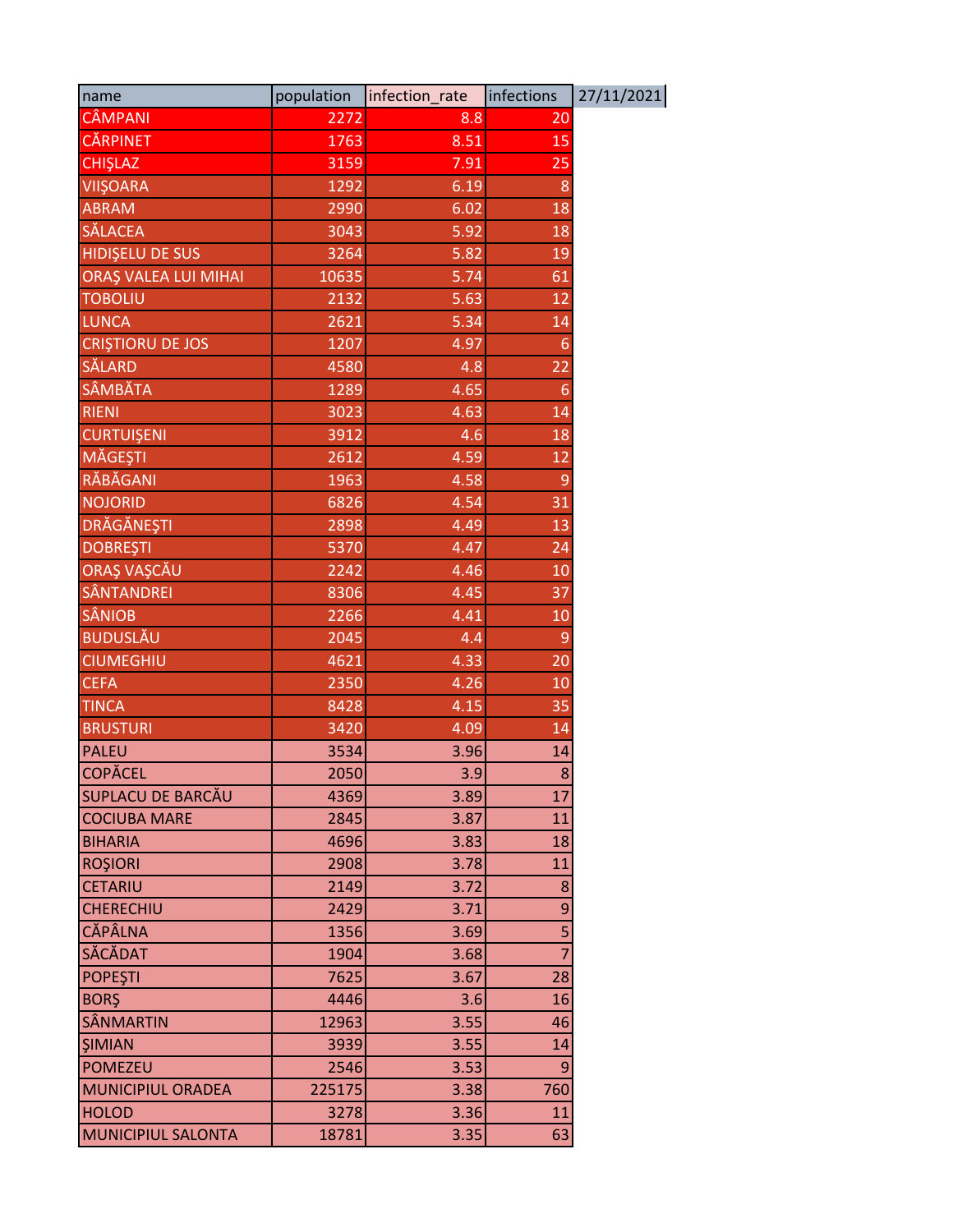| name | population | infection_rate | infections | 27/11/2021 |
|---|---|---|---|---|
| CÂMPANI | 2272 | 8.8 | 20 | |
| CĂRPINET | 1763 | 8.51 | 15 | |
| CHIŞLAZ | 3159 | 7.91 | 25 | |
| VIIŞOARA | 1292 | 6.19 | 8 | |
| ABRAM | 2990 | 6.02 | 18 | |
| SĂLACEA | 3043 | 5.92 | 18 | |
| HIDIŞELU DE SUS | 3264 | 5.82 | 19 | |
| ORAŞ VALEA LUI MIHAI | 10635 | 5.74 | 61 | |
| TOBOLIU | 2132 | 5.63 | 12 | |
| LUNCA | 2621 | 5.34 | 14 | |
| CRIŞTIORU DE JOS | 1207 | 4.97 | 6 | |
| SĂLARD | 4580 | 4.8 | 22 | |
| SÂMBĂTA | 1289 | 4.65 | 6 | |
| RIENI | 3023 | 4.63 | 14 | |
| CURTUIŞENI | 3912 | 4.6 | 18 | |
| MĂGEŞTI | 2612 | 4.59 | 12 | |
| RĂBĂGANI | 1963 | 4.58 | 9 | |
| NOJORID | 6826 | 4.54 | 31 | |
| DRĂGĂNEŞTI | 2898 | 4.49 | 13 | |
| DOBREŞTI | 5370 | 4.47 | 24 | |
| ORAŞ VAŞCĂU | 2242 | 4.46 | 10 | |
| SÂNTANDREI | 8306 | 4.45 | 37 | |
| SÂNIOB | 2266 | 4.41 | 10 | |
| BUDUSLĂU | 2045 | 4.4 | 9 | |
| CIUMEGHIU | 4621 | 4.33 | 20 | |
| CEFA | 2350 | 4.26 | 10 | |
| TINCA | 8428 | 4.15 | 35 | |
| BRUSTURI | 3420 | 4.09 | 14 | |
| PALEU | 3534 | 3.96 | 14 | |
| COPĂCEL | 2050 | 3.9 | 8 | |
| SUPLACU DE BARCĂU | 4369 | 3.89 | 17 | |
| COCIUBA MARE | 2845 | 3.87 | 11 | |
| BIHARIA | 4696 | 3.83 | 18 | |
| ROŞIORI | 2908 | 3.78 | 11 | |
| CETARIU | 2149 | 3.72 | 8 | |
| CHERECHIU | 2429 | 3.71 | 9 | |
| CĂPÂLNA | 1356 | 3.69 | 5 | |
| SĂCĂDAT | 1904 | 3.68 | 7 | |
| POPEŞTI | 7625 | 3.67 | 28 | |
| BORŞ | 4446 | 3.6 | 16 | |
| SÂNMARTIN | 12963 | 3.55 | 46 | |
| ŞIMIAN | 3939 | 3.55 | 14 | |
| POMEZEU | 2546 | 3.53 | 9 | |
| MUNICIPIUL ORADEA | 225175 | 3.38 | 760 | |
| HOLOD | 3278 | 3.36 | 11 | |
| MUNICIPIUL SALONTA | 18781 | 3.35 | 63 | |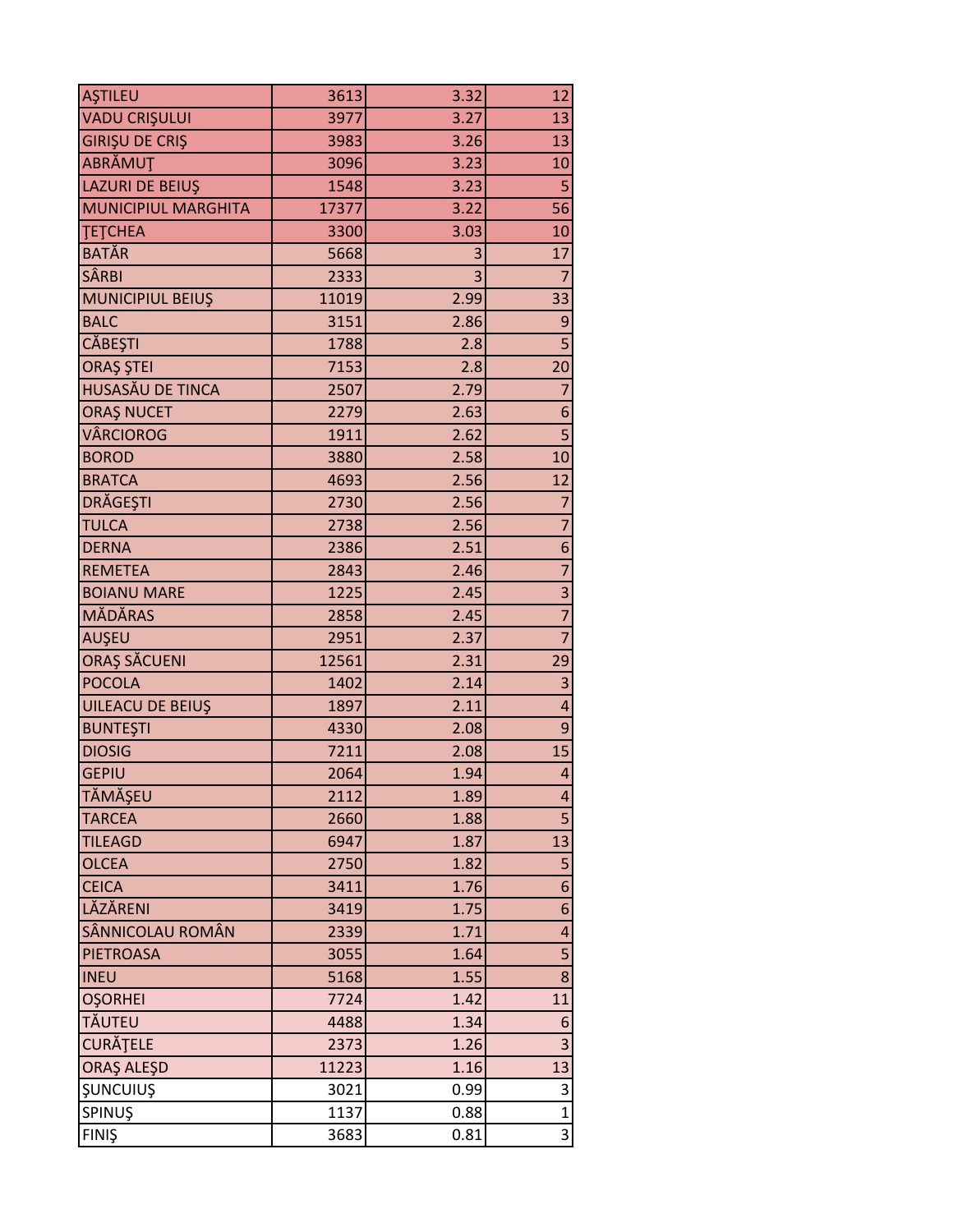| | | | |
|---|---|---|---|
| AŞTILEU | 3613 | 3.32 | 12 |
| VADU CRIŞULUI | 3977 | 3.27 | 13 |
| GIRIŞU DE CRIŞ | 3983 | 3.26 | 13 |
| ABRĂMUŢ | 3096 | 3.23 | 10 |
| LAZURI DE BEIUŞ | 1548 | 3.23 | 5 |
| MUNICIPIUL MARGHITA | 17377 | 3.22 | 56 |
| ŢEŢCHEA | 3300 | 3.03 | 10 |
| BATĂR | 5668 | 3 | 17 |
| SÂRBI | 2333 | 3 | 7 |
| MUNICIPIUL BEIUŞ | 11019 | 2.99 | 33 |
| BALC | 3151 | 2.86 | 9 |
| CĂBEŞTI | 1788 | 2.8 | 5 |
| ORAŞ ŞTEI | 7153 | 2.8 | 20 |
| HUSASĂU DE TINCA | 2507 | 2.79 | 7 |
| ORAŞ NUCET | 2279 | 2.63 | 6 |
| VÂRCIOROG | 1911 | 2.62 | 5 |
| BOROD | 3880 | 2.58 | 10 |
| BRATCA | 4693 | 2.56 | 12 |
| DRĂGEŞTI | 2730 | 2.56 | 7 |
| TULCA | 2738 | 2.56 | 7 |
| DERNA | 2386 | 2.51 | 6 |
| REMETEA | 2843 | 2.46 | 7 |
| BOIANU MARE | 1225 | 2.45 | 3 |
| MĂDĂRAS | 2858 | 2.45 | 7 |
| AUŞEU | 2951 | 2.37 | 7 |
| ORAŞ SĂCUENI | 12561 | 2.31 | 29 |
| POCOLA | 1402 | 2.14 | 3 |
| UILEACU DE BEIUŞ | 1897 | 2.11 | 4 |
| BUNTEŞTI | 4330 | 2.08 | 9 |
| DIOSIG | 7211 | 2.08 | 15 |
| GEPIU | 2064 | 1.94 | 4 |
| TĂMĂŞEU | 2112 | 1.89 | 4 |
| TARCEA | 2660 | 1.88 | 5 |
| TILEAGD | 6947 | 1.87 | 13 |
| OLCEA | 2750 | 1.82 | 5 |
| CEICA | 3411 | 1.76 | 6 |
| LĂZĂRENI | 3419 | 1.75 | 6 |
| SÂNNICOLAU ROMÂN | 2339 | 1.71 | 4 |
| PIETROASA | 3055 | 1.64 | 5 |
| INEU | 5168 | 1.55 | 8 |
| OŞORHEI | 7724 | 1.42 | 11 |
| TĂUTEU | 4488 | 1.34 | 6 |
| CURĂŢELE | 2373 | 1.26 | 3 |
| ORAŞ ALEŞD | 11223 | 1.16 | 13 |
| ŞUNCUIUŞ | 3021 | 0.99 | 3 |
| SPINUŞ | 1137 | 0.88 | 1 |
| FINIŞ | 3683 | 0.81 | 3 |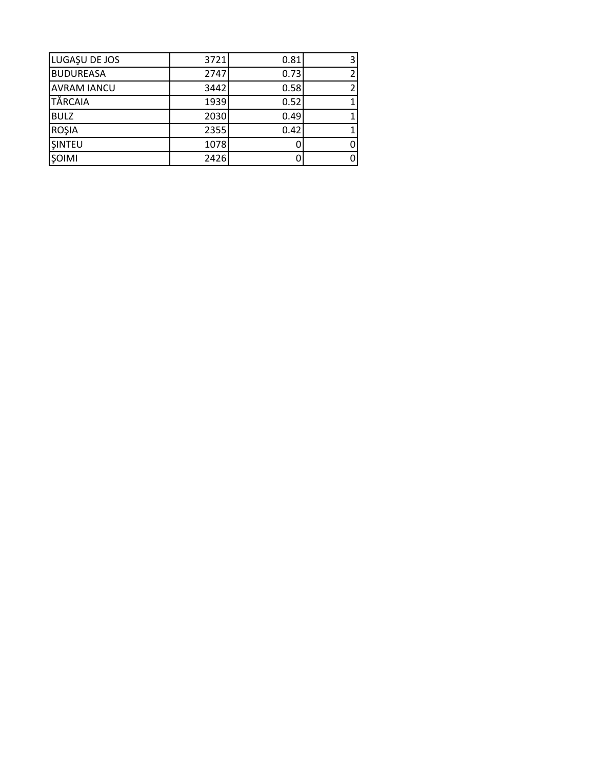| | | | |
|---|---|---|---|
| LUGAŞU DE JOS | 3721 | 0.81 | 3 |
| BUDUREASA | 2747 | 0.73 | 2 |
| AVRAM IANCU | 3442 | 0.58 | 2 |
| TĂRCAIA | 1939 | 0.52 | 1 |
| BULZ | 2030 | 0.49 | 1 |
| ROŞIA | 2355 | 0.42 | 1 |
| ŞINTEU | 1078 | 0 | 0 |
| ŞOIMI | 2426 | 0 | 0 |